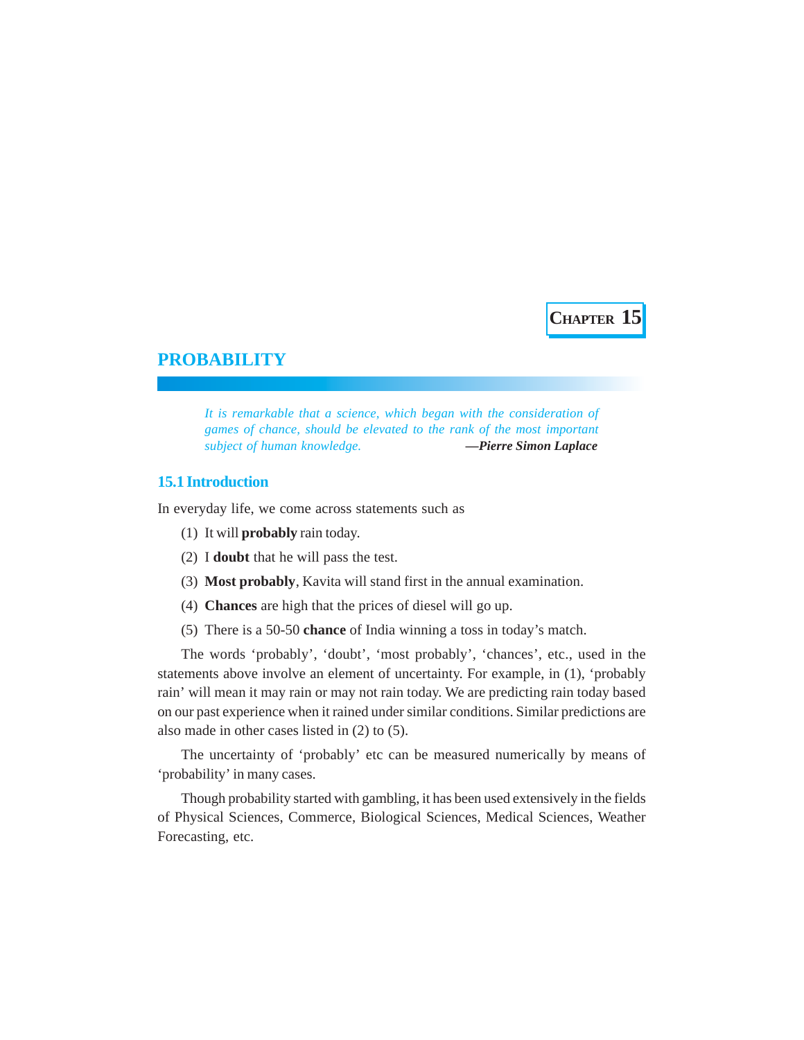**CHAPTER 15**

# PROBABILITY

> *It is remarkable that a science, which began with the consideration of games of chance, should be elevated to the rank of the most important subject of human knowledge.* **—*Pierre Simon Laplace***

## 15.1 Introduction

In everyday life, we come across statements such as

(1) It will **probably** rain today.

(2) I **doubt** that he will pass the test.

(3) **Most probably**, Kavita will stand first in the annual examination.

(4) **Chances** are high that the prices of diesel will go up.

(5) There is a 50-50 **chance** of India winning a toss in today's match.

The words 'probably', 'doubt', 'most probably', 'chances', etc., used in the statements above involve an element of uncertainty. For example, in (1), 'probably rain' will mean it may rain or may not rain today. We are predicting rain today based on our past experience when it rained under similar conditions. Similar predictions are also made in other cases listed in (2) to (5).

The uncertainty of 'probably' etc can be measured numerically by means of 'probability' in many cases.

Though probability started with gambling, it has been used extensively in the fields of Physical Sciences, Commerce, Biological Sciences, Medical Sciences, Weather Forecasting, etc.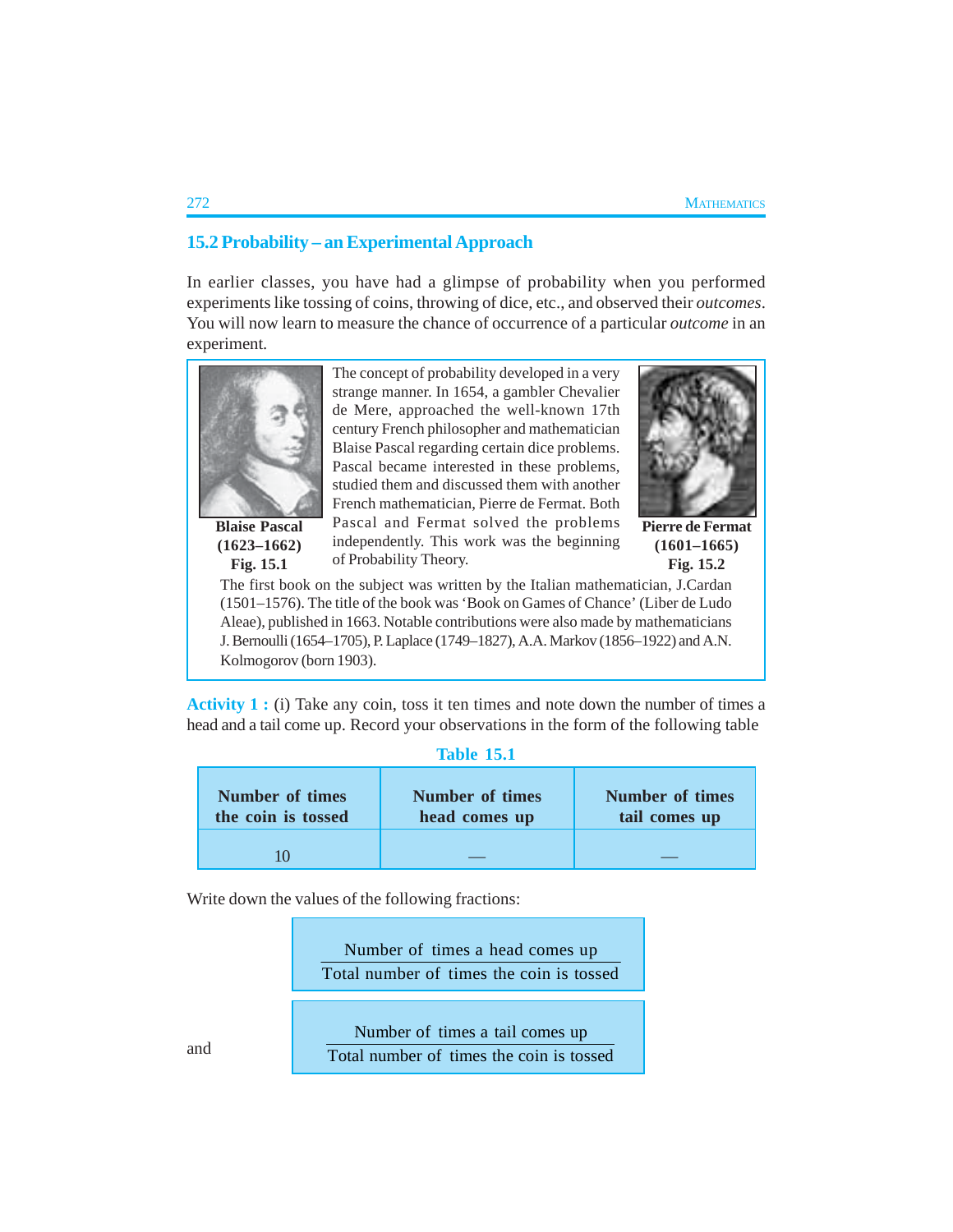## 15.2 Probability – an Experimental Approach

In earlier classes, you have had a glimpse of probability when you performed experiments like tossing of coins, throwing of dice, etc., and observed their *outcomes*. You will now learn to measure the chance of occurrence of a particular *outcome* in an experiment.

**Blaise Pascal (1623–1662)**
**Fig. 15.1**

The concept of probability developed in a very strange manner. In 1654, a gambler Chevalier de Mere, approached the well-known 17th century French philosopher and mathematician Blaise Pascal regarding certain dice problems. Pascal became interested in these problems, studied them and discussed them with another French mathematician, Pierre de Fermat. Both Pascal and Fermat solved the problems independently. This work was the beginning of Probability Theory.

**Pierre de Fermat (1601–1665)**
**Fig. 15.2**

The first book on the subject was written by the Italian mathematician, J.Cardan (1501–1576). The title of the book was 'Book on Games of Chance' (Liber de Ludo Aleae), published in 1663. Notable contributions were also made by mathematicians J. Bernoulli (1654–1705), P. Laplace (1749–1827), A.A. Markov (1856–1922) and A.N. Kolmogorov (born 1903).

**Activity 1 :** (i) Take any coin, toss it ten times and note down the number of times a head and a tail come up. Record your observations in the form of the following table

**Table 15.1**

| Number of times the coin is tossed | Number of times head comes up | Number of times tail comes up |
|---|---|---|
| 10 | — | — |

Write down the values of the following fractions:

$$\frac{\text{Number of times a head comes up}}{\text{Total number of times the coin is tossed}}$$

and

$$\frac{\text{Number of times a tail comes up}}{\text{Total number of times the coin is tossed}}$$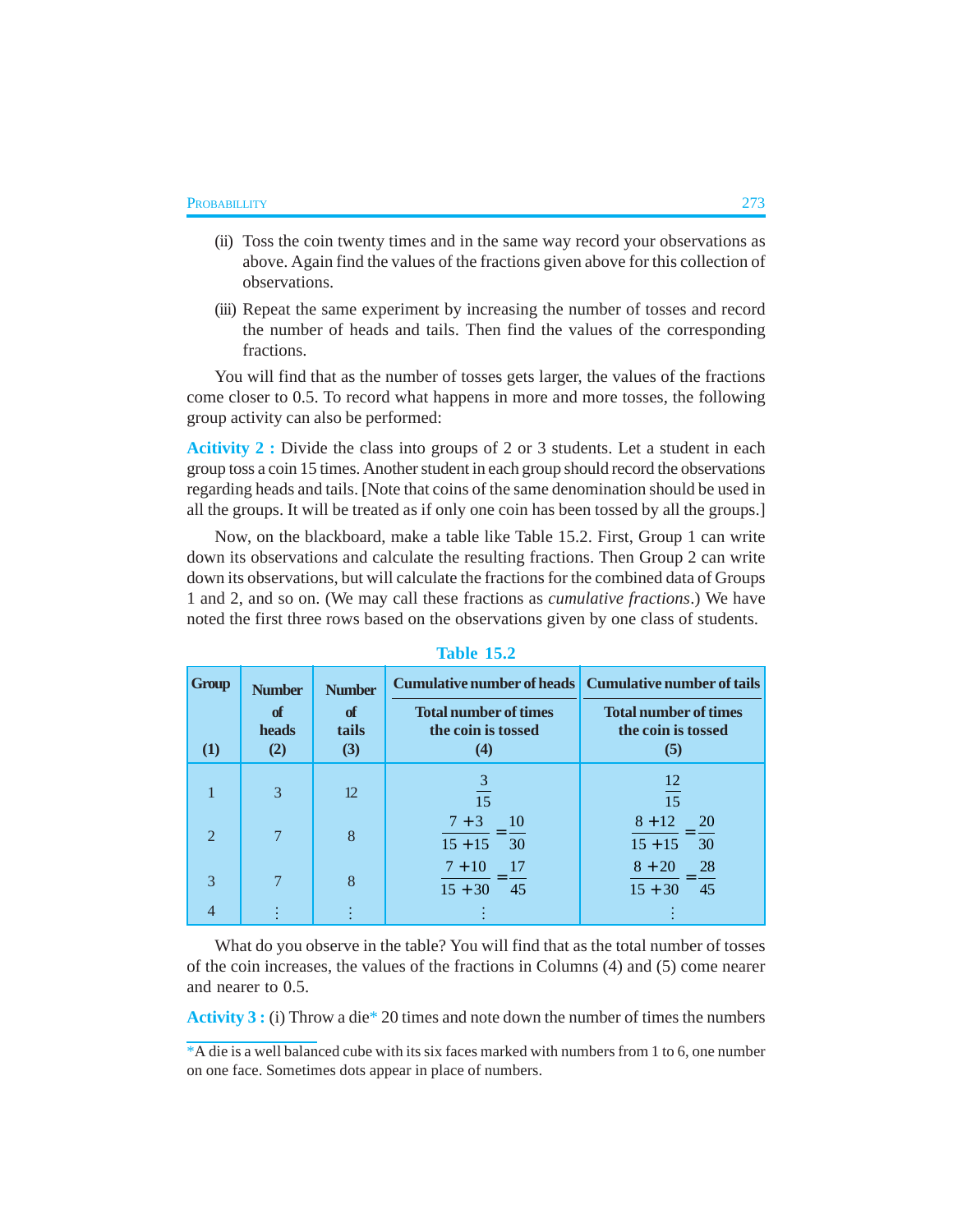(ii) Toss the coin twenty times and in the same way record your observations as above. Again find the values of the fractions given above for this collection of observations.

(iii) Repeat the same experiment by increasing the number of tosses and record the number of heads and tails. Then find the values of the corresponding fractions.

You will find that as the number of tosses gets larger, the values of the fractions come closer to 0.5. To record what happens in more and more tosses, the following group activity can also be performed:

**Acitivity 2 :** Divide the class into groups of 2 or 3 students. Let a student in each group toss a coin 15 times. Another student in each group should record the observations regarding heads and tails. [Note that coins of the same denomination should be used in all the groups. It will be treated as if only one coin has been tossed by all the groups.]

Now, on the blackboard, make a table like Table 15.2. First, Group 1 can write down its observations and calculate the resulting fractions. Then Group 2 can write down its observations, but will calculate the fractions for the combined data of Groups 1 and 2, and so on. (We may call these fractions as *cumulative fractions*.) We have noted the first three rows based on the observations given by one class of students.

**Table 15.2**

| Group (1) | Number of heads (2) | Number of tails (3) | $\dfrac{\text{Cumulative number of heads}}{\text{Total number of times the coin is tossed}}$ (4) | $\dfrac{\text{Cumulative number of tails}}{\text{Total number of times the coin is tossed}}$ (5) |
|---|---|---|---|---|
| 1 | 3 | 12 | $\frac{3}{15}$ | $\frac{12}{15}$ |
| 2 | 7 | 8 | $\frac{7+3}{15+15}=\frac{10}{30}$ | $\frac{8+12}{15+15}=\frac{20}{30}$ |
| 3 | 7 | 8 | $\frac{7+10}{15+30}=\frac{17}{45}$ | $\frac{8+20}{15+30}=\frac{28}{45}$ |
| 4 | ⋮ | ⋮ | ⋮ | ⋮ |

What do you observe in the table? You will find that as the total number of tosses of the coin increases, the values of the fractions in Columns (4) and (5) come nearer and nearer to 0.5.

**Activity 3 :** (i) Throw a die* 20 times and note down the number of times the numbers

*A die is a well balanced cube with its six faces marked with numbers from 1 to 6, one number on one face. Sometimes dots appear in place of numbers.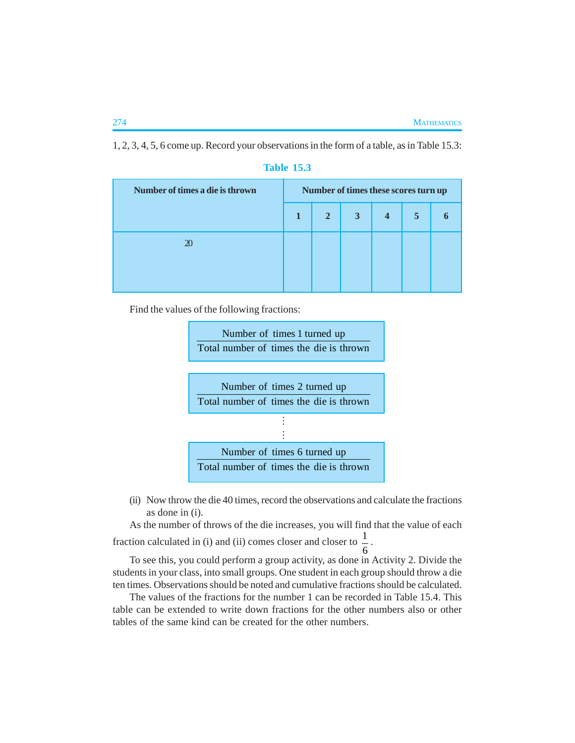1, 2, 3, 4, 5, 6 come up. Record your observations in the form of a table, as in Table 15.3:

**Table 15.3**

| Number of times a die is thrown | Number of times these scores turn up | | | | | |
|---|---|---|---|---|---|---|
| | 1 | 2 | 3 | 4 | 5 | 6 |
| 20 | | | | | | |

Find the values of the following fractions:

$$\frac{\text{Number of times 1 turned up}}{\text{Total number of times the die is thrown}}$$

$$\frac{\text{Number of times 2 turned up}}{\text{Total number of times the die is thrown}}$$

$$\vdots$$

$$\frac{\text{Number of times 6 turned up}}{\text{Total number of times the die is thrown}}$$

(ii) Now throw the die 40 times, record the observations and calculate the fractions as done in (i).

As the number of throws of the die increases, you will find that the value of each fraction calculated in (i) and (ii) comes closer and closer to $\frac{1}{6}$.

To see this, you could perform a group activity, as done in Activity 2. Divide the students in your class, into small groups. One student in each group should throw a die ten times. Observations should be noted and cumulative fractions should be calculated.

The values of the fractions for the number 1 can be recorded in Table 15.4. This table can be extended to write down fractions for the other numbers also or other tables of the same kind can be created for the other numbers.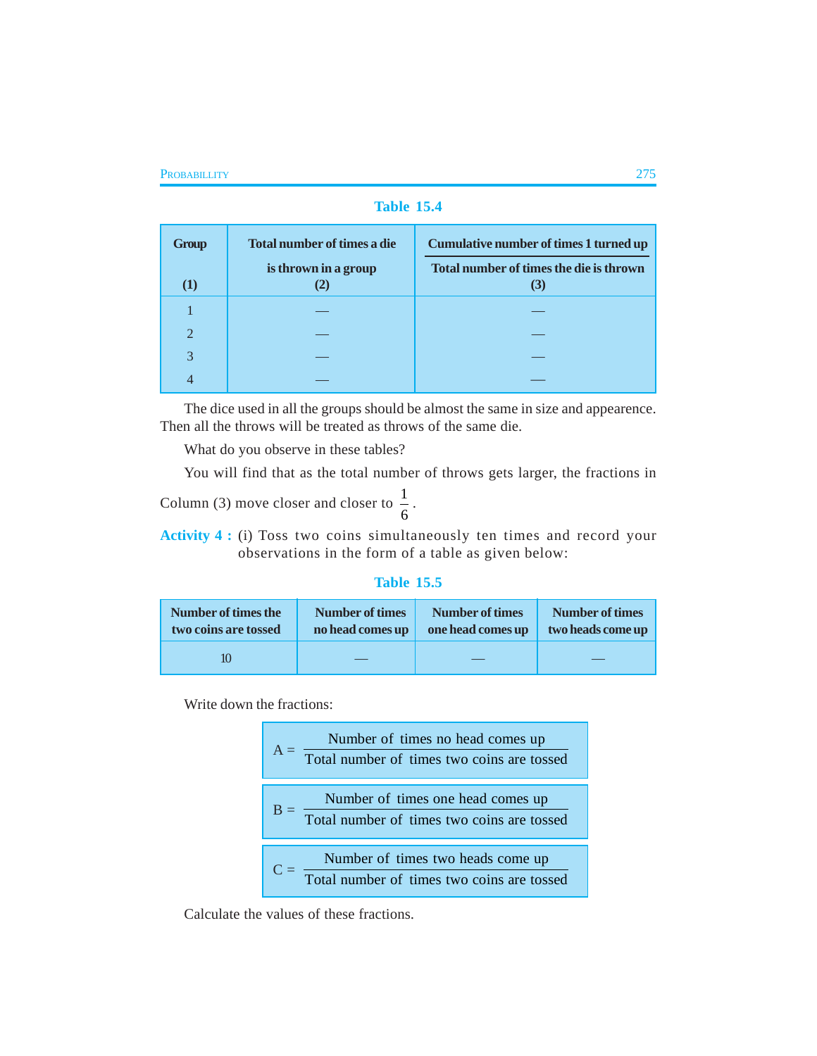**Table 15.4**

| Group<br>(1) | Total number of times a die is thrown in a group<br>(2) | $\dfrac{\text{Cumulative number of times 1 turned up}}{\text{Total number of times the die is thrown}}$<br>(3) |
|---|---|---|
| 1 | — | — |
| 2 | — | — |
| 3 | — | — |
| 4 | — | — |

The dice used in all the groups should be almost the same in size and appearence. Then all the throws will be treated as throws of the same die.

What do you observe in these tables?

You will find that as the total number of throws gets larger, the fractions in Column (3) move closer and closer to $\frac{1}{6}$.

**Activity 4 :** (i) Toss two coins simultaneously ten times and record your observations in the form of a table as given below:

**Table 15.5**

| Number of times the two coins are tossed | Number of times no head comes up | Number of times one head comes up | Number of times two heads come up |
|---|---|---|---|
| 10 | — | — | — |

Write down the fractions:

$$A = \frac{\text{Number of times no head comes up}}{\text{Total number of times two coins are tossed}}$$

$$B = \frac{\text{Number of times one head comes up}}{\text{Total number of times two coins are tossed}}$$

$$C = \frac{\text{Number of times two heads come up}}{\text{Total number of times two coins are tossed}}$$

Calculate the values of these fractions.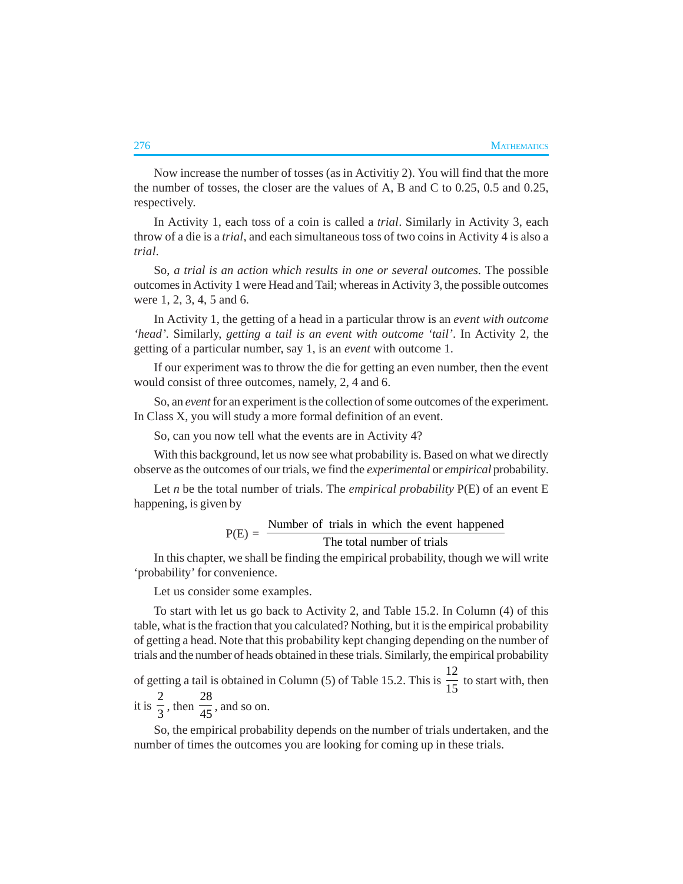Now increase the number of tosses (as in Activitiy 2). You will find that the more the number of tosses, the closer are the values of A, B and C to 0.25, 0.5 and 0.25, respectively.

In Activity 1, each toss of a coin is called a *trial*. Similarly in Activity 3, each throw of a die is a *trial*, and each simultaneous toss of two coins in Activity 4 is also a *trial*.

So, *a trial is an action which results in one or several outcomes*. The possible outcomes in Activity 1 were Head and Tail; whereas in Activity 3, the possible outcomes were 1, 2, 3, 4, 5 and 6.

In Activity 1, the getting of a head in a particular throw is an *event with outcome 'head'*. Similarly, *getting a tail is an event with outcome 'tail'*. In Activity 2, the getting of a particular number, say 1, is an *event* with outcome 1.

If our experiment was to throw the die for getting an even number, then the event would consist of three outcomes, namely, 2, 4 and 6.

So, an *event* for an experiment is the collection of some outcomes of the experiment. In Class X, you will study a more formal definition of an event.

So, can you now tell what the events are in Activity 4?

With this background, let us now see what probability is. Based on what we directly observe as the outcomes of our trials, we find the *experimental* or *empirical* probability.

Let $n$ be the total number of trials. The *empirical probability* P(E) of an event E happening, is given by

$$\text{P(E)} = \frac{\text{Number of trials in which the event happened}}{\text{The total number of trials}}$$

In this chapter, we shall be finding the empirical probability, though we will write 'probability' for convenience.

Let us consider some examples.

To start with let us go back to Activity 2, and Table 15.2. In Column (4) of this table, what is the fraction that you calculated? Nothing, but it is the empirical probability of getting a head. Note that this probability kept changing depending on the number of trials and the number of heads obtained in these trials. Similarly, the empirical probability of getting a tail is obtained in Column (5) of Table 15.2. This is $\frac{12}{15}$ to start with, then it is $\frac{2}{3}$, then $\frac{28}{45}$, and so on.

So, the empirical probability depends on the number of trials undertaken, and the number of times the outcomes you are looking for coming up in these trials.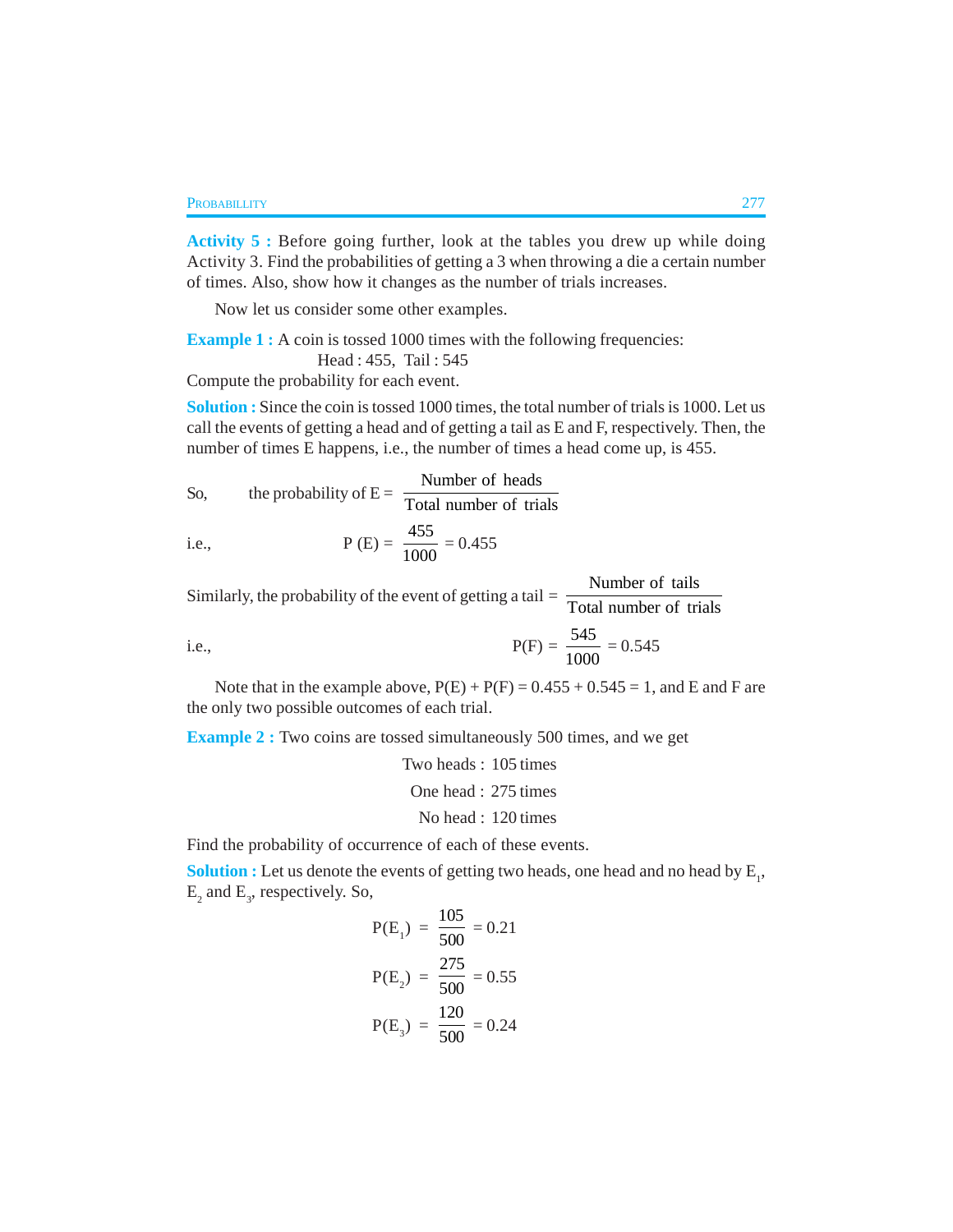**Activity 5 :** Before going further, look at the tables you drew up while doing Activity 3. Find the probabilities of getting a 3 when throwing a die a certain number of times. Also, show how it changes as the number of trials increases.

Now let us consider some other examples.

**Example 1 :** A coin is tossed 1000 times with the following frequencies:

Head : 455, Tail : 545

Compute the probability for each event.

**Solution :** Since the coin is tossed 1000 times, the total number of trials is 1000. Let us call the events of getting a head and of getting a tail as E and F, respectively. Then, the number of times E happens, i.e., the number of times a head come up, is 455.

So, $$\text{the probability of E} = \frac{\text{Number of heads}}{\text{Total number of trials}}$$

i.e., $$P(E) = \frac{455}{1000} = 0.455$$

Similarly, the probability of the event of getting a tail $= \dfrac{\text{Number of tails}}{\text{Total number of trials}}$

i.e., $$P(F) = \frac{545}{1000} = 0.545$$

Note that in the example above, $P(E) + P(F) = 0.455 + 0.545 = 1$, and E and F are the only two possible outcomes of each trial.

**Example 2 :** Two coins are tossed simultaneously 500 times, and we get

Two heads : 105 times

One head : 275 times

No head : 120 times

Find the probability of occurrence of each of these events.

**Solution :** Let us denote the events of getting two heads, one head and no head by $E_1$, $E_2$ and $E_3$, respectively. So,

$$P(E_1) = \frac{105}{500} = 0.21$$

$$P(E_2) = \frac{275}{500} = 0.55$$

$$P(E_3) = \frac{120}{500} = 0.24$$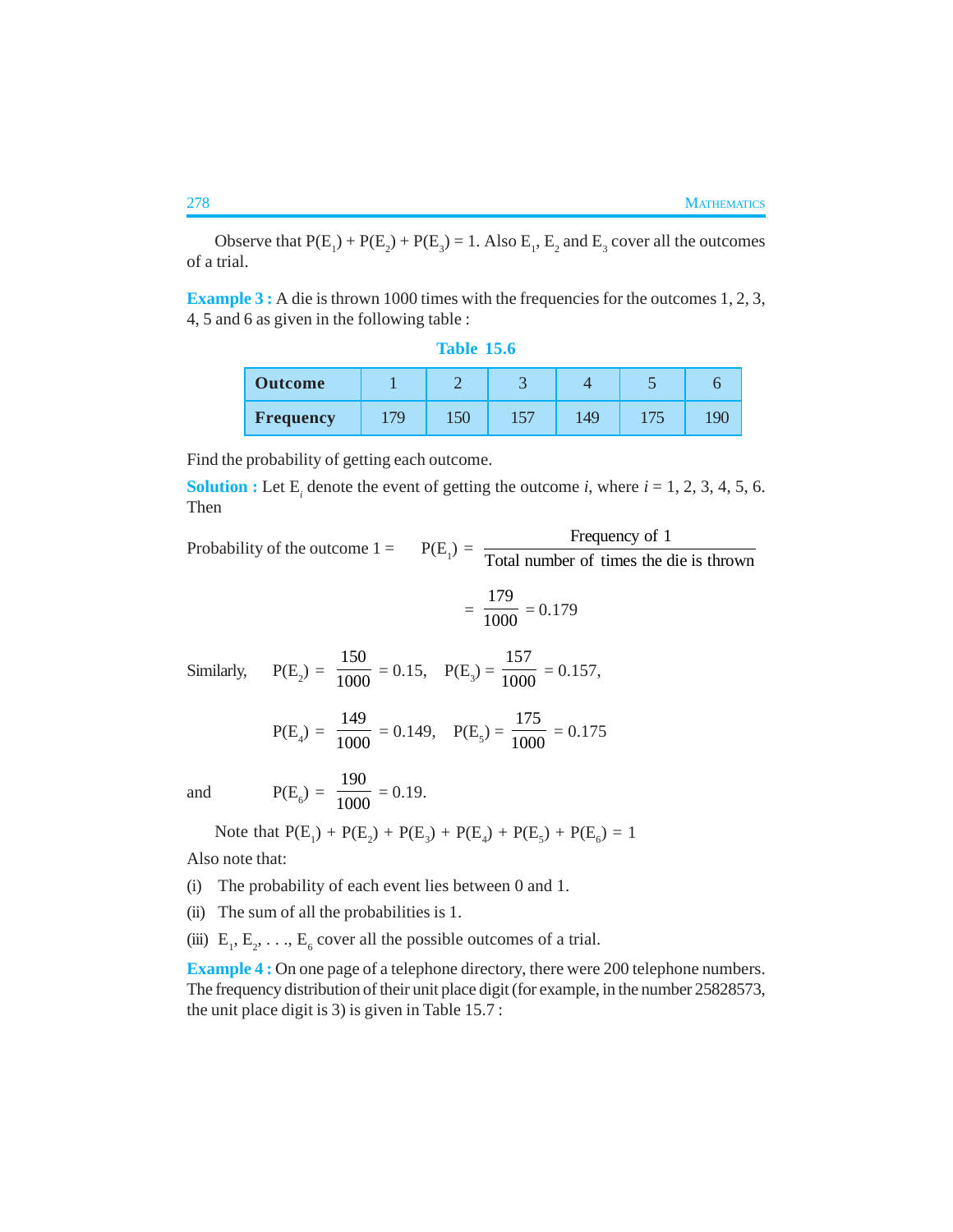Observe that $P(E_1) + P(E_2) + P(E_3) = 1$. Also $E_1$, $E_2$ and $E_3$ cover all the outcomes of a trial.

**Example 3 :** A die is thrown 1000 times with the frequencies for the outcomes 1, 2, 3, 4, 5 and 6 as given in the following table :

**Table 15.6**

| **Outcome** | 1 | 2 | 3 | 4 | 5 | 6 |
|---|---|---|---|---|---|---|
| **Frequency** | 179 | 150 | 157 | 149 | 175 | 190 |

Find the probability of getting each outcome.

**Solution :** Let $E_i$ denote the event of getting the outcome $i$, where $i = 1, 2, 3, 4, 5, 6$. Then

Probability of the outcome 1 = $P(E_1) = \dfrac{\text{Frequency of 1}}{\text{Total number of times the die is thrown}}$

$$= \frac{179}{1000} = 0.179$$

Similarly, $P(E_2) = \dfrac{150}{1000} = 0.15$, $P(E_3) = \dfrac{157}{1000} = 0.157$,

$$P(E_4) = \frac{149}{1000} = 0.149, \quad P(E_5) = \frac{175}{1000} = 0.175$$

and $P(E_6) = \dfrac{190}{1000} = 0.19$.

Note that $P(E_1) + P(E_2) + P(E_3) + P(E_4) + P(E_5) + P(E_6) = 1$

Also note that:

(i) The probability of each event lies between 0 and 1.

(ii) The sum of all the probabilities is 1.

(iii) $E_1, E_2, \ldots, E_6$ cover all the possible outcomes of a trial.

**Example 4 :** On one page of a telephone directory, there were 200 telephone numbers. The frequency distribution of their unit place digit (for example, in the number 25828573, the unit place digit is 3) is given in Table 15.7 :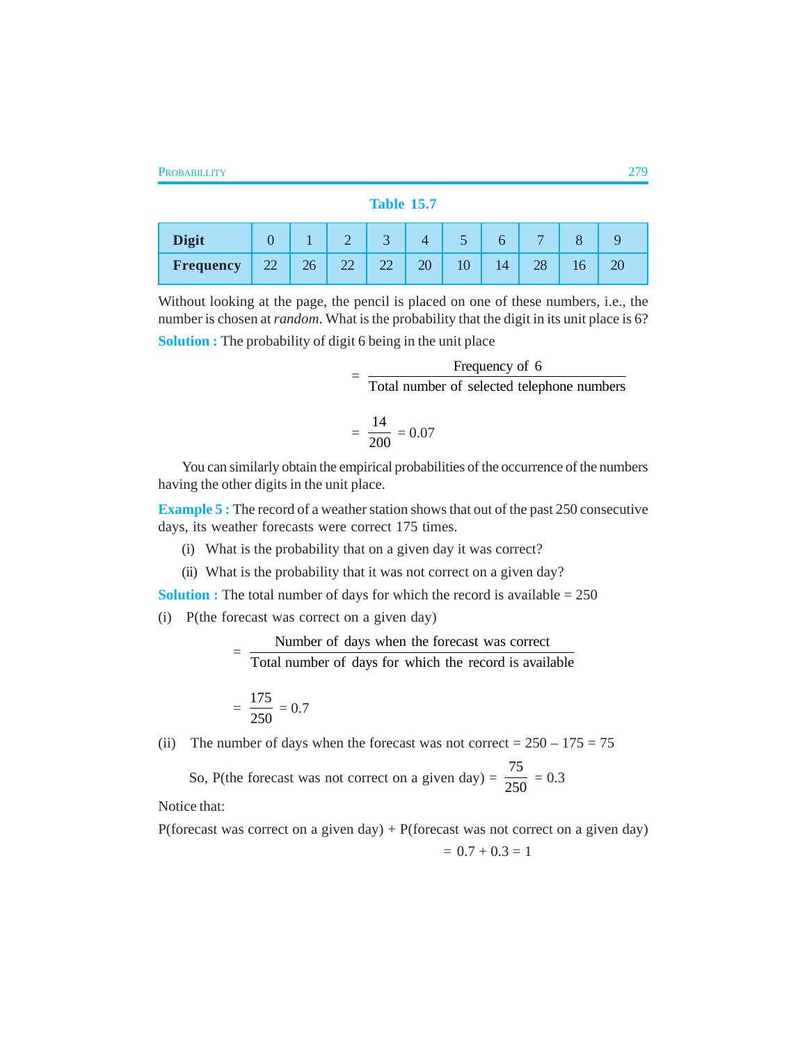**Table 15.7**

| Digit | 0 | 1 | 2 | 3 | 4 | 5 | 6 | 7 | 8 | 9 |
|---|---|---|---|---|---|---|---|---|---|---|
| Frequency | 22 | 26 | 22 | 22 | 20 | 10 | 14 | 28 | 16 | 20 |

Without looking at the page, the pencil is placed on one of these numbers, i.e., the number is chosen at *random*. What is the probability that the digit in its unit place is 6?

**Solution :** The probability of digit 6 being in the unit place

$$= \frac{\text{Frequency of 6}}{\text{Total number of selected telephone numbers}}$$

$$= \frac{14}{200} = 0.07$$

You can similarly obtain the empirical probabilities of the occurrence of the numbers having the other digits in the unit place.

**Example 5 :** The record of a weather station shows that out of the past 250 consecutive days, its weather forecasts were correct 175 times.

(i) What is the probability that on a given day it was correct?

(ii) What is the probability that it was not correct on a given day?

**Solution :** The total number of days for which the record is available = 250

(i) P(the forecast was correct on a given day)

$$= \frac{\text{Number of days when the forecast was correct}}{\text{Total number of days for which the record is available}}$$

$$= \frac{175}{250} = 0.7$$

(ii) The number of days when the forecast was not correct = 250 – 175 = 75

So, P(the forecast was not correct on a given day) $= \frac{75}{250} = 0.3$

Notice that:

P(forecast was correct on a given day) + P(forecast was not correct on a given day)

$$= 0.7 + 0.3 = 1$$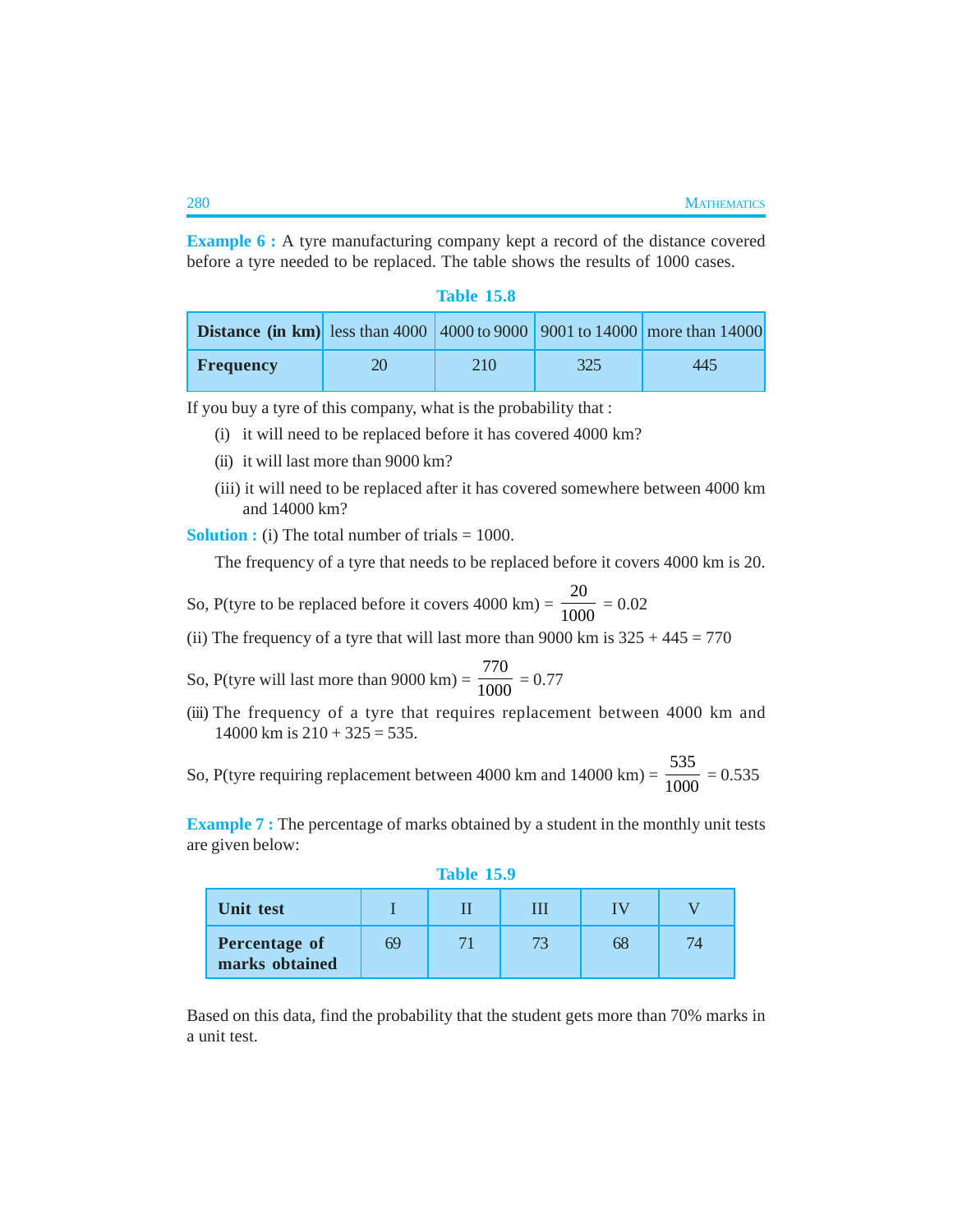**Example 6 :** A tyre manufacturing company kept a record of the distance covered before a tyre needed to be replaced. The table shows the results of 1000 cases.

**Table 15.8**

| **Distance (in km)** | less than 4000 | 4000 to 9000 | 9001 to 14000 | more than 14000 |
|---|---|---|---|---|
| **Frequency** | 20 | 210 | 325 | 445 |

If you buy a tyre of this company, what is the probability that :

(i) it will need to be replaced before it has covered 4000 km?

(ii) it will last more than 9000 km?

(iii) it will need to be replaced after it has covered somewhere between 4000 km and 14000 km?

**Solution :** (i) The total number of trials = 1000.

The frequency of a tyre that needs to be replaced before it covers 4000 km is 20.

So, P(tyre to be replaced before it covers 4000 km) = $\frac{20}{1000} = 0.02$

(ii) The frequency of a tyre that will last more than 9000 km is 325 + 445 = 770

So, P(tyre will last more than 9000 km) = $\frac{770}{1000} = 0.77$

(iii) The frequency of a tyre that requires replacement between 4000 km and 14000 km is 210 + 325 = 535.

So, P(tyre requiring replacement between 4000 km and 14000 km) = $\frac{535}{1000} = 0.535$

**Example 7 :** The percentage of marks obtained by a student in the monthly unit tests are given below:

**Table 15.9**

| **Unit test** | I | II | III | IV | V |
|---|---|---|---|---|---|
| **Percentage of marks obtained** | 69 | 71 | 73 | 68 | 74 |

Based on this data, find the probability that the student gets more than 70% marks in a unit test.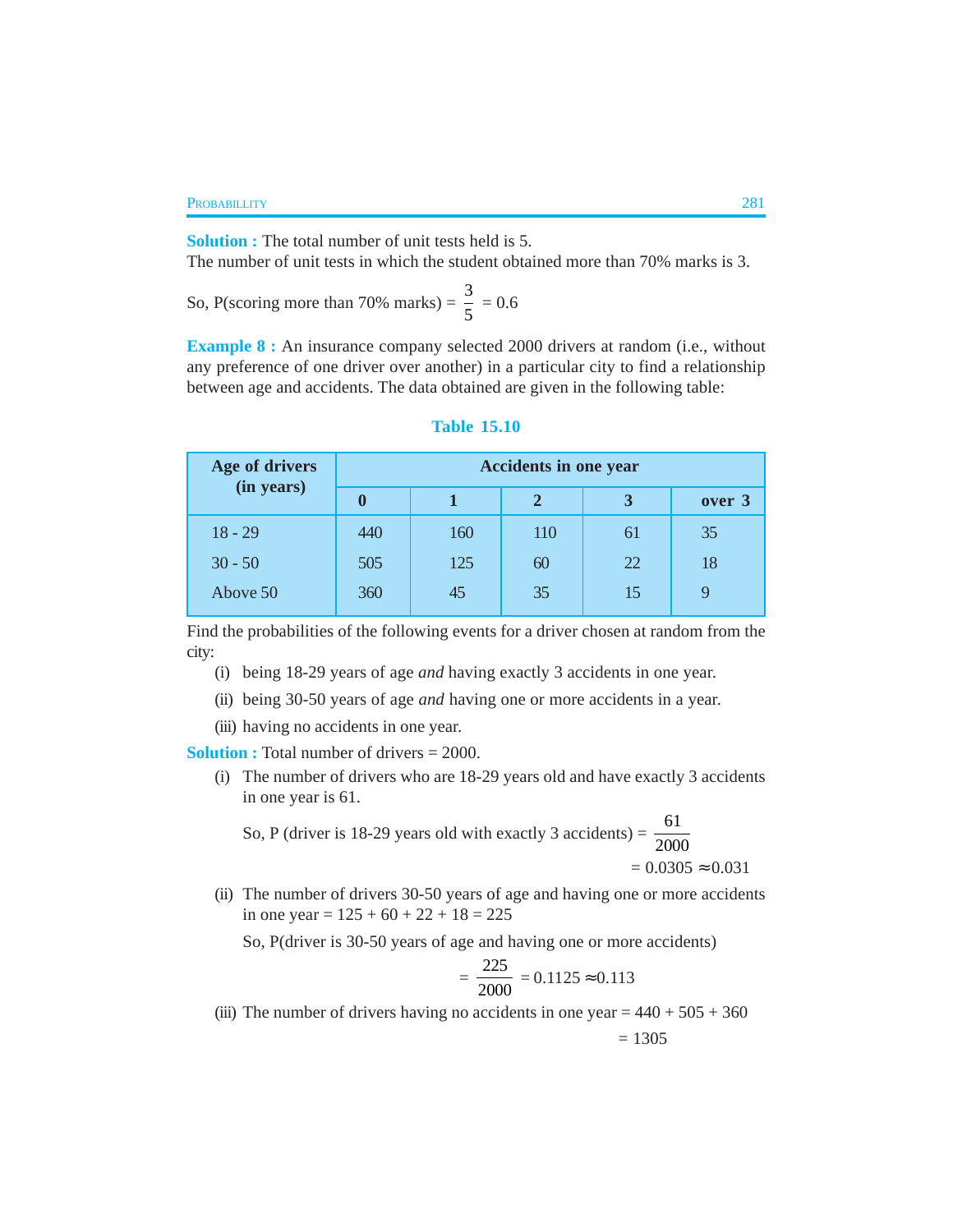**Solution :** The total number of unit tests held is 5.

The number of unit tests in which the student obtained more than 70% marks is 3.

So, P(scoring more than 70% marks) = $\frac{3}{5}$ = 0.6

**Example 8 :** An insurance company selected 2000 drivers at random (i.e., without any preference of one driver over another) in a particular city to find a relationship between age and accidents. The data obtained are given in the following table:

**Table 15.10**

| Age of drivers (in years) | Accidents in one year | | | | |
|---|---|---|---|---|---|
| | **0** | **1** | **2** | **3** | **over 3** |
| 18 - 29 | 440 | 160 | 110 | 61 | 35 |
| 30 - 50 | 505 | 125 | 60 | 22 | 18 |
| Above 50 | 360 | 45 | 35 | 15 | 9 |

Find the probabilities of the following events for a driver chosen at random from the city:

(i) being 18-29 years of age *and* having exactly 3 accidents in one year.

(ii) being 30-50 years of age *and* having one or more accidents in a year.

(iii) having no accidents in one year.

**Solution :** Total number of drivers = 2000.

(i) The number of drivers who are 18-29 years old and have exactly 3 accidents in one year is 61.

So, P (driver is 18-29 years old with exactly 3 accidents) = $\frac{61}{2000}$

$= 0.0305 \approx 0.031$

(ii) The number of drivers 30-50 years of age and having one or more accidents in one year = 125 + 60 + 22 + 18 = 225

So, P(driver is 30-50 years of age and having one or more accidents)

$$= \frac{225}{2000} = 0.1125 \approx 0.113$$

(iii) The number of drivers having no accidents in one year = 440 + 505 + 360

= 1305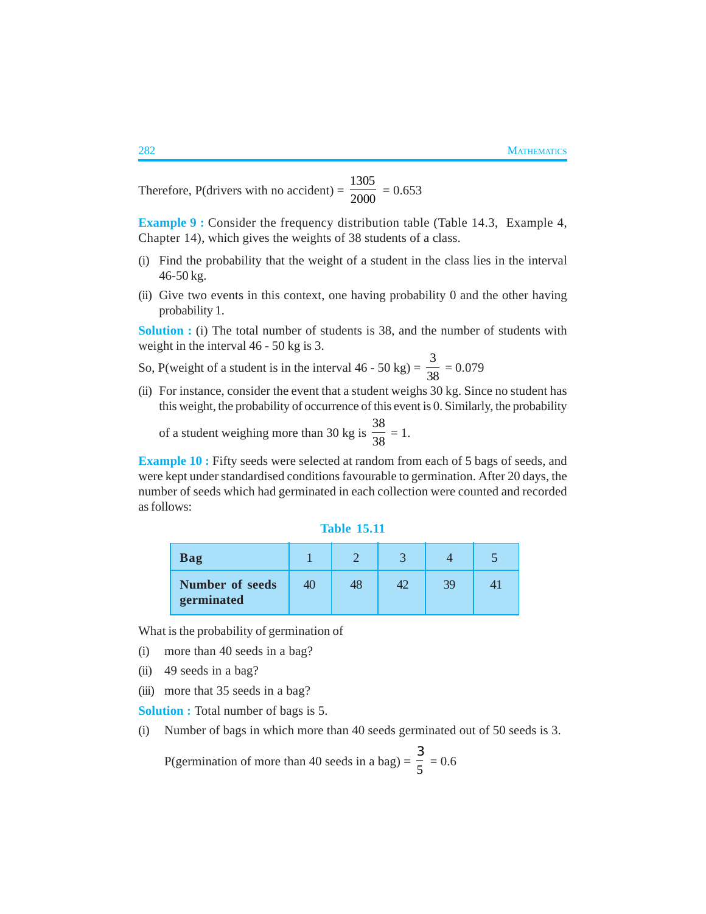Therefore, P(drivers with no accident) = $\frac{1305}{2000}$ = 0.653

**Example 9 :** Consider the frequency distribution table (Table 14.3, Example 4, Chapter 14), which gives the weights of 38 students of a class.

(i) Find the probability that the weight of a student in the class lies in the interval 46-50 kg.

(ii) Give two events in this context, one having probability 0 and the other having probability 1.

**Solution :** (i) The total number of students is 38, and the number of students with weight in the interval 46 - 50 kg is 3.

So, P(weight of a student is in the interval 46 - 50 kg) = $\frac{3}{38}$ = 0.079

(ii) For instance, consider the event that a student weighs 30 kg. Since no student has this weight, the probability of occurrence of this event is 0. Similarly, the probability of a student weighing more than 30 kg is $\frac{38}{38}$ = 1.

**Example 10 :** Fifty seeds were selected at random from each of 5 bags of seeds, and were kept under standardised conditions favourable to germination. After 20 days, the number of seeds which had germinated in each collection were counted and recorded as follows:

**Table 15.11**

| **Bag** | 1 | 2 | 3 | 4 | 5 |
|---|---|---|---|---|---|
| **Number of seeds germinated** | 40 | 48 | 42 | 39 | 41 |

What is the probability of germination of

(i) more than 40 seeds in a bag?

(ii) 49 seeds in a bag?

(iii) more that 35 seeds in a bag?

**Solution :** Total number of bags is 5.

(i) Number of bags in which more than 40 seeds germinated out of 50 seeds is 3.

P(germination of more than 40 seeds in a bag) = $\frac{3}{5}$ = 0.6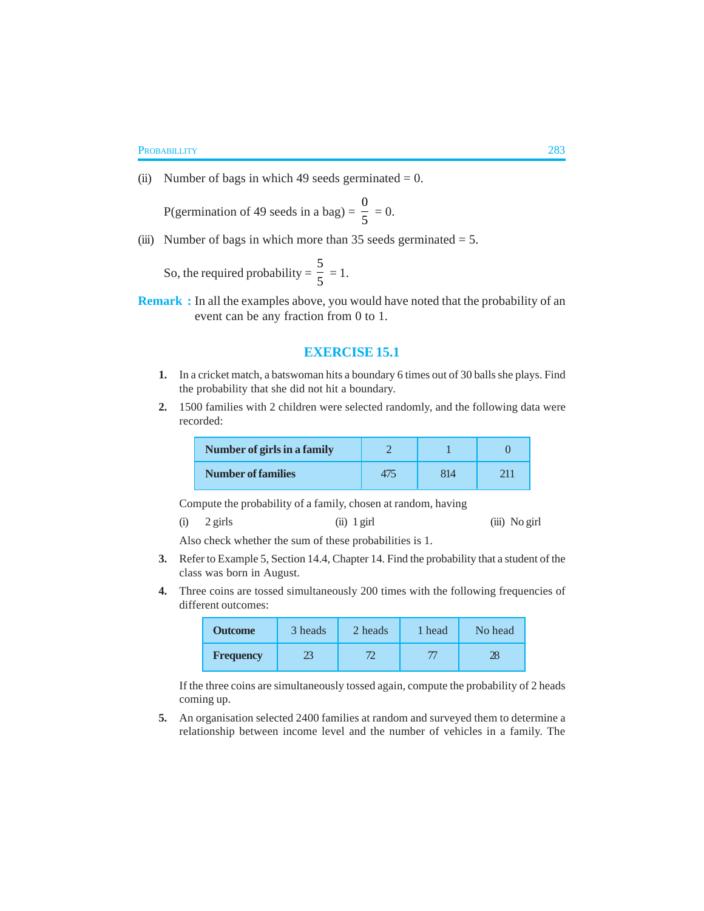(ii) Number of bags in which 49 seeds germinated = 0.

P(germination of 49 seeds in a bag) = $\frac{0}{5}$ = 0.

(iii) Number of bags in which more than 35 seeds germinated = 5.

So, the required probability = $\frac{5}{5}$ = 1.

**Remark :** In all the examples above, you would have noted that the probability of an event can be any fraction from 0 to 1.

## EXERCISE 15.1

**1.** In a cricket match, a batswoman hits a boundary 6 times out of 30 balls she plays. Find the probability that she did not hit a boundary.

**2.** 1500 families with 2 children were selected randomly, and the following data were recorded:

| Number of girls in a family | 2 | 1 | 0 |
|---|---|---|---|
| Number of families | 475 | 814 | 211 |

Compute the probability of a family, chosen at random, having

(i) 2 girls (ii) 1 girl (iii) No girl

Also check whether the sum of these probabilities is 1.

**3.** Refer to Example 5, Section 14.4, Chapter 14. Find the probability that a student of the class was born in August.

**4.** Three coins are tossed simultaneously 200 times with the following frequencies of different outcomes:

| Outcome | 3 heads | 2 heads | 1 head | No head |
|---|---|---|---|---|
| Frequency | 23 | 72 | 77 | 28 |

If the three coins are simultaneously tossed again, compute the probability of 2 heads coming up.

**5.** An organisation selected 2400 families at random and surveyed them to determine a relationship between income level and the number of vehicles in a family. The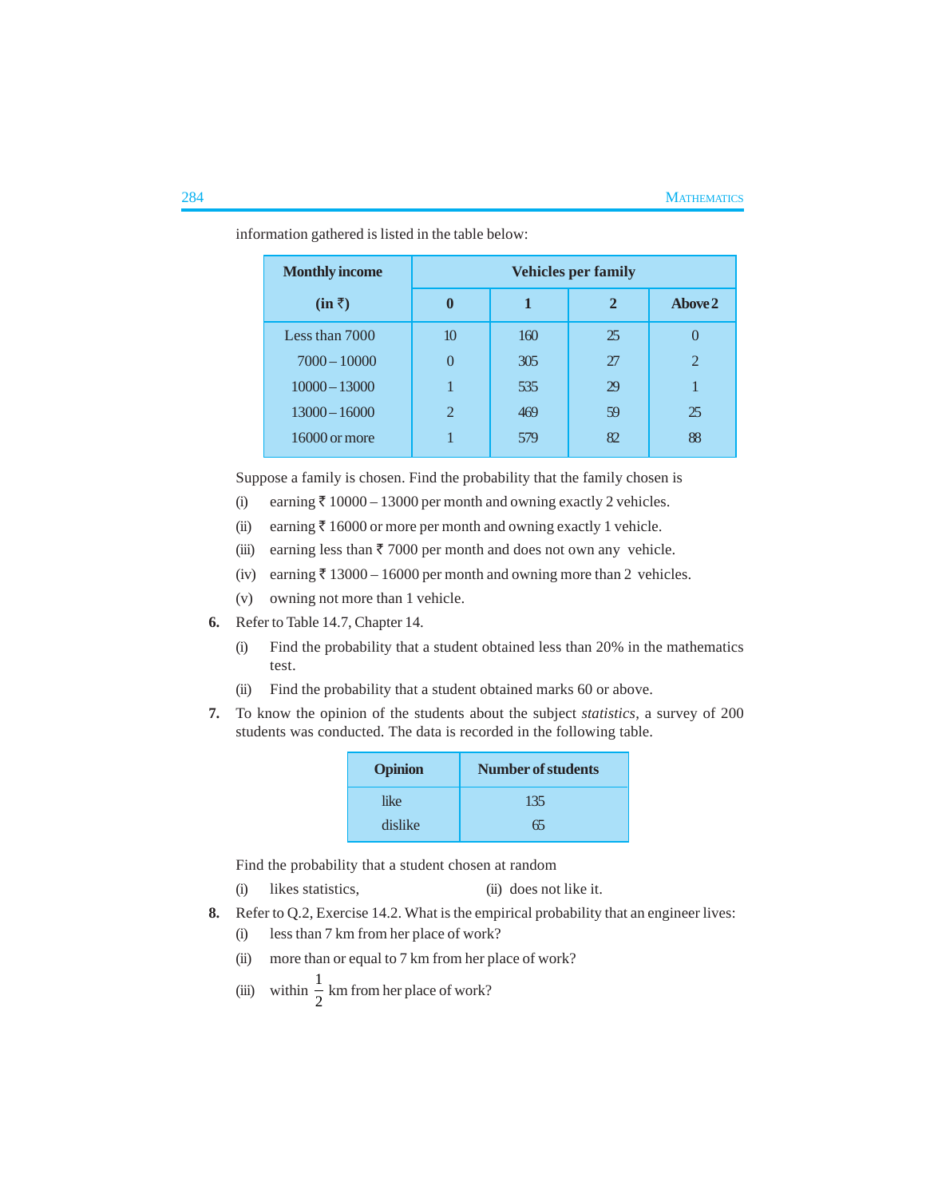information gathered is listed in the table below:

| Monthly income (in ₹) | Vehicles per family | | | |
|---|---|---|---|---|
| | 0 | 1 | 2 | Above 2 |
| Less than 7000 | 10 | 160 | 25 | 0 |
| 7000 – 10000 | 0 | 305 | 27 | 2 |
| 10000 – 13000 | 1 | 535 | 29 | 1 |
| 13000 – 16000 | 2 | 469 | 59 | 25 |
| 16000 or more | 1 | 579 | 82 | 88 |

Suppose a family is chosen. Find the probability that the family chosen is

(i) earning ₹ 10000 – 13000 per month and owning exactly 2 vehicles.

(ii) earning ₹ 16000 or more per month and owning exactly 1 vehicle.

(iii) earning less than ₹ 7000 per month and does not own any vehicle.

(iv) earning ₹ 13000 – 16000 per month and owning more than 2 vehicles.

(v) owning not more than 1 vehicle.

**6.** Refer to Table 14.7, Chapter 14.

(i) Find the probability that a student obtained less than 20% in the mathematics test.

(ii) Find the probability that a student obtained marks 60 or above.

**7.** To know the opinion of the students about the subject *statistics*, a survey of 200 students was conducted. The data is recorded in the following table.

| Opinion | Number of students |
|---|---|
| like | 135 |
| dislike | 65 |

Find the probability that a student chosen at random

(i) likes statistics, (ii) does not like it.

**8.** Refer to Q.2, Exercise 14.2. What is the empirical probability that an engineer lives:

(i) less than 7 km from her place of work?

(ii) more than or equal to 7 km from her place of work?

(iii) within $\frac{1}{2}$ km from her place of work?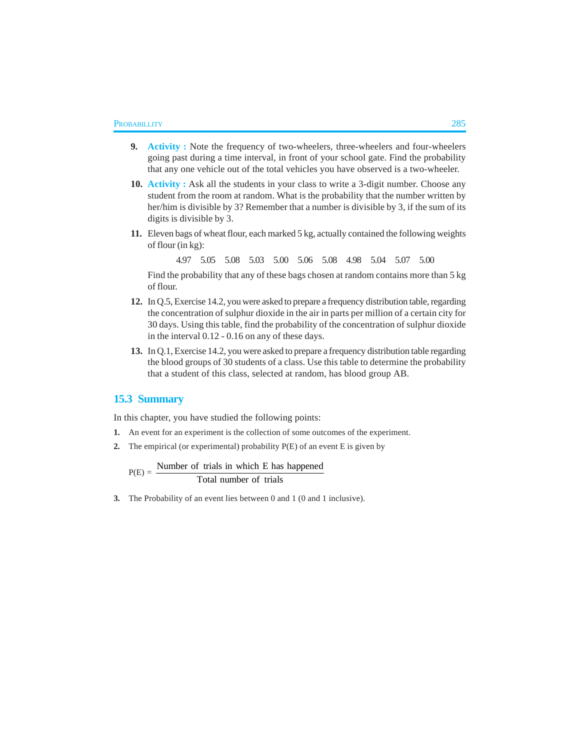9. **Activity :** Note the frequency of two-wheelers, three-wheelers and four-wheelers going past during a time interval, in front of your school gate. Find the probability that any one vehicle out of the total vehicles you have observed is a two-wheeler.

10. **Activity :** Ask all the students in your class to write a 3-digit number. Choose any student from the room at random. What is the probability that the number written by her/him is divisible by 3? Remember that a number is divisible by 3, if the sum of its digits is divisible by 3.

11. Eleven bags of wheat flour, each marked 5 kg, actually contained the following weights of flour (in kg):

    4.97 5.05 5.08 5.03 5.00 5.06 5.08 4.98 5.04 5.07 5.00

    Find the probability that any of these bags chosen at random contains more than 5 kg of flour.

12. In Q.5, Exercise 14.2, you were asked to prepare a frequency distribution table, regarding the concentration of sulphur dioxide in the air in parts per million of a certain city for 30 days. Using this table, find the probability of the concentration of sulphur dioxide in the interval 0.12 - 0.16 on any of these days.

13. In Q.1, Exercise 14.2, you were asked to prepare a frequency distribution table regarding the blood groups of 30 students of a class. Use this table to determine the probability that a student of this class, selected at random, has blood group AB.

## 15.3 Summary

In this chapter, you have studied the following points:

1. An event for an experiment is the collection of some outcomes of the experiment.
2. The empirical (or experimental) probability P(E) of an event E is given by

$$P(E) = \frac{\text{Number of trials in which E has happened}}{\text{Total number of trials}}$$

3. The Probability of an event lies between 0 and 1 (0 and 1 inclusive).